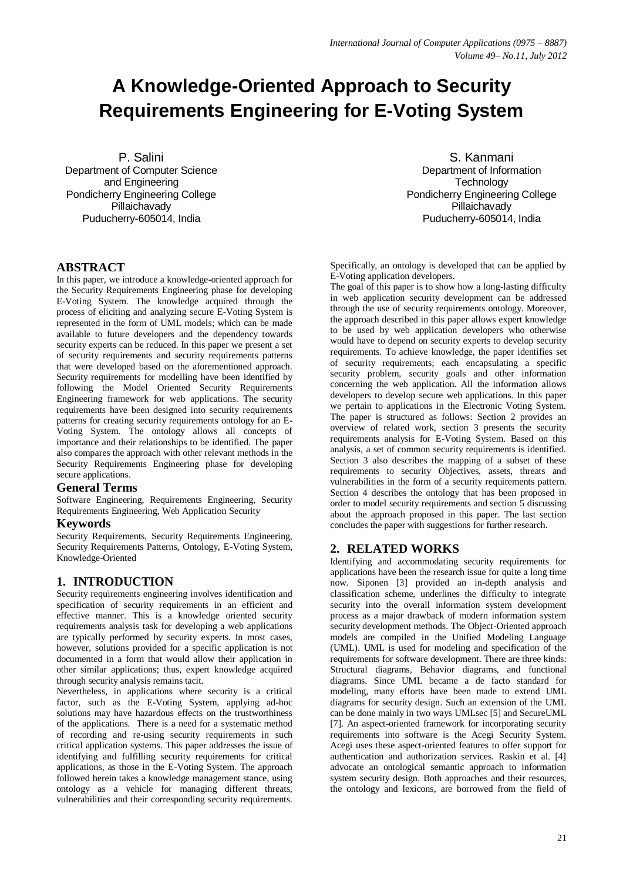# A Knowledge-Oriented Approach to Security Requirements Engineering for E-Voting System

P. Salini
Department of Computer Science and Engineering
Pondicherry Engineering College
Pillaichavady
Puducherry-605014, India

S. Kanmani
Department of Information Technology
Pondicherry Engineering College
Pillaichavady
Puducherry-605014, India

## ABSTRACT

In this paper, we introduce a knowledge-oriented approach for the Security Requirements Engineering phase for developing E-Voting System. The knowledge acquired through the process of eliciting and analyzing secure E-Voting System is represented in the form of UML models; which can be made available to future developers and the dependency towards security experts can be reduced. In this paper we present a set of security requirements and security requirements patterns that were developed based on the aforementioned approach. Security requirements for modelling have been identified by following the Model Oriented Security Requirements Engineering framework for web applications. The security requirements have been designed into security requirements patterns for creating security requirements ontology for an E-Voting System. The ontology allows all concepts of importance and their relationships to be identified. The paper also compares the approach with other relevant methods in the Security Requirements Engineering phase for developing secure applications.

### General Terms

Software Engineering, Requirements Engineering, Security Requirements Engineering, Web Application Security

### Keywords

Security Requirements, Security Requirements Engineering, Security Requirements Patterns, Ontology, E-Voting System, Knowledge-Oriented

## 1. INTRODUCTION

Security requirements engineering involves identification and specification of security requirements in an efficient and effective manner. This is a knowledge oriented security requirements analysis task for developing a web applications are typically performed by security experts. In most cases, however, solutions provided for a specific application is not documented in a form that would allow their application in other similar applications; thus, expert knowledge acquired through security analysis remains tacit.

Nevertheless, in applications where security is a critical factor, such as the E-Voting System, applying ad-hoc solutions may have hazardous effects on the trustworthiness of the applications. There is a need for a systematic method of recording and re-using security requirements in such critical application systems. This paper addresses the issue of identifying and fulfilling security requirements for critical applications, as those in the E-Voting System. The approach followed herein takes a knowledge management stance, using ontology as a vehicle for managing different threats, vulnerabilities and their corresponding security requirements. Specifically, an ontology is developed that can be applied by E-Voting application developers.

The goal of this paper is to show how a long-lasting difficulty in web application security development can be addressed through the use of security requirements ontology. Moreover, the approach described in this paper allows expert knowledge to be used by web application developers who otherwise would have to depend on security experts to develop security requirements. To achieve knowledge, the paper identifies set of security requirements; each encapsulating a specific security problem, security goals and other information concerning the web application. All the information allows developers to develop secure web applications. In this paper we pertain to applications in the Electronic Voting System. The paper is structured as follows: Section 2 provides an overview of related work, section 3 presents the security requirements analysis for E-Voting System. Based on this analysis, a set of common security requirements is identified. Section 3 also describes the mapping of a subset of these requirements to security Objectives, assets, threats and vulnerabilities in the form of a security requirements pattern. Section 4 describes the ontology that has been proposed in order to model security requirements and section 5 discussing about the approach proposed in this paper. The last section concludes the paper with suggestions for further research.

## 2. RELATED WORKS

Identifying and accommodating security requirements for applications have been the research issue for quite a long time now. Siponen [3] provided an in-depth analysis and classification scheme, underlines the difficulty to integrate security into the overall information system development process as a major drawback of modern information system security development methods. The Object-Oriented approach models are compiled in the Unified Modeling Language (UML). UML is used for modeling and specification of the requirements for software development. There are three kinds: Structural diagrams, Behavior diagrams, and functional diagrams. Since UML became a de facto standard for modeling, many efforts have been made to extend UML diagrams for security design. Such an extension of the UML can be done mainly in two ways UMLsec [5] and SecureUML [7]. An aspect-oriented framework for incorporating security requirements into software is the Acegi Security System. Acegi uses these aspect-oriented features to offer support for authentication and authorization services. Raskin et al. [4] advocate an ontological semantic approach to information system security design. Both approaches and their resources, the ontology and lexicons, are borrowed from the field of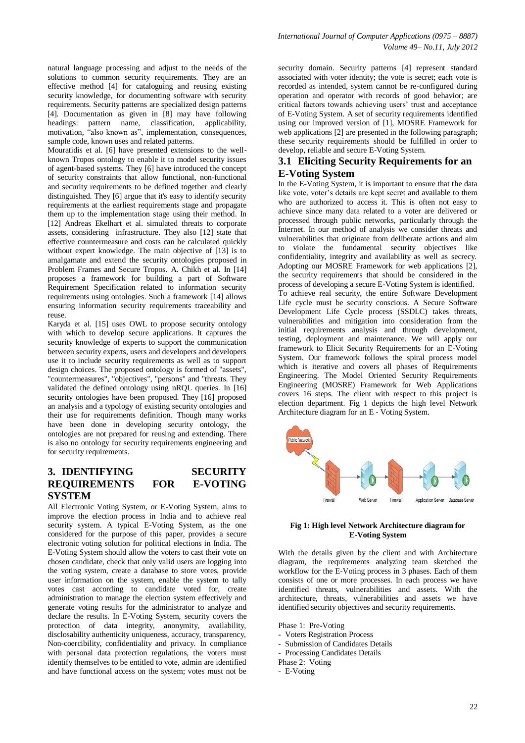natural language processing and adjust to the needs of the solutions to common security requirements. They are an effective method [4] for cataloguing and reusing existing security knowledge, for documenting software with security requirements. Security patterns are specialized design patterns [4]. Documentation as given in [8] may have following headings: pattern name, classification, applicability, motivation, "also known as", implementation, consequences, sample code, known uses and related patterns.

Mouratidis et al. [6] have presented extensions to the well-known Tropos ontology to enable it to model security issues of agent-based systems. They [6] have introduced the concept of security constraints that allow functional, non-functional and security requirements to be defined together and clearly distinguished. They [6] argue that it's easy to identify security requirements at the earliest requirements stage and propagate them up to the implementation stage using their method. In [12] Andreas Ekelhart et al. simulated threats to corporate assets, considering infrastructure. They also [12] state that effective countermeasure and costs can be calculated quickly without expert knowledge. The main objective of [13] is to amalgamate and extend the security ontologies proposed in Problem Frames and Secure Tropos. A. Chikh et al. In [14] proposes a framework for building a part of Software Requirement Specification related to information security requirements using ontologies. Such a framework [14] allows ensuring information security requirements traceability and reuse.

Karyda et al. [15] uses OWL to propose security ontology with which to develop secure applications. It captures the security knowledge of experts to support the communication between security experts, users and developers and developers use it to include security requirements as well as to support design choices. The proposed ontology is formed of "assets", "countermeasures", "objectives", "persons" and "threats. They validated the defined ontology using nRQL queries. In [16] security ontologies have been proposed. They [16] proposed an analysis and a typology of existing security ontologies and their use for requirements definition. Though many works have been done in developing security ontology, the ontologies are not prepared for reusing and extending. There is also no ontology for security requirements engineering and for security requirements.

## 3. IDENTIFYING SECURITY REQUIREMENTS FOR E-VOTING SYSTEM

All Electronic Voting System, or E-Voting System, aims to improve the election process in India and to achieve real security system. A typical E-Voting System, as the one considered for the purpose of this paper, provides a secure electronic voting solution for political elections in India. The E-Voting System should allow the voters to cast their vote on chosen candidate, check that only valid users are logging into the voting system, create a database to store votes, provide user information on the system, enable the system to tally votes cast according to candidate voted for, create administration to manage the election system effectively and generate voting results for the administrator to analyze and declare the results. In E-Voting System, security covers the protection of data integrity, anonymity, availability, disclosability authenticity uniqueness, accuracy, transparency, Non-coercibility, confidentiality and privacy. In compliance with personal data protection regulations, the voters must identify themselves to be entitled to vote, admin are identified and have functional access on the system; votes must not be associated with voter identity; the vote is secret; each vote is recorded as intended, system cannot be re-configured during operation and operator with records of good behavior; are critical factors towards achieving users' trust and acceptance of E-Voting System. A set of security requirements identified using our improved version of [1], MOSRE Framework for web applications [2] are presented in the following paragraph; these security requirements should be fulfilled in order to develop, reliable and secure E-Voting System.

### 3.1 Eliciting Security Requirements for an E-Voting System

In the E-Voting System, it is important to ensure that the data like vote, voter's details are kept secret and available to them who are authorized to access it. This is often not easy to achieve since many data related to a voter are delivered or processed through public networks, particularly through the Internet. In our method of analysis we consider threats and vulnerabilities that originate from deliberate actions and aim to violate the fundamental security objectives like confidentiality, integrity and availability as well as secrecy. Adopting our MOSRE Framework for web applications [2], the security requirements that should be considered in the process of developing a secure E-Voting System is identified.

To achieve real security, the entire Software Development Life cycle must be security conscious. A Secure Software Development Life Cycle process (SSDLC) takes threats, vulnerabilities and mitigation into consideration from the initial requirements analysis and through development, testing, deployment and maintenance. We will apply our framework to Elicit Security Requirements for an E-Voting System. Our framework follows the spiral process model which is iterative and covers all phases of Requirements Engineering. The Model Oriented Security Requirements Engineering (MOSRE) Framework for Web Applications covers 16 steps. The client with respect to this project is election department. Fig 1 depicts the high level Network Architecture diagram for an E - Voting System.

**Fig 1: High level Network Architecture diagram for E-Voting System**

With the details given by the client and with Architecture diagram, the requirements analyzing team sketched the workflow for the E-Voting process in 3 phases. Each of them consists of one or more processes. In each process we have identified threats, vulnerabilities and assets. With the architecture, threats, vulnerabilities and assets we have identified security objectives and security requirements.

Phase 1: Pre-Voting

- Voters Registration Process
- Submission of Candidates Details
- Processing Candidates Details

Phase 2: Voting

- E-Voting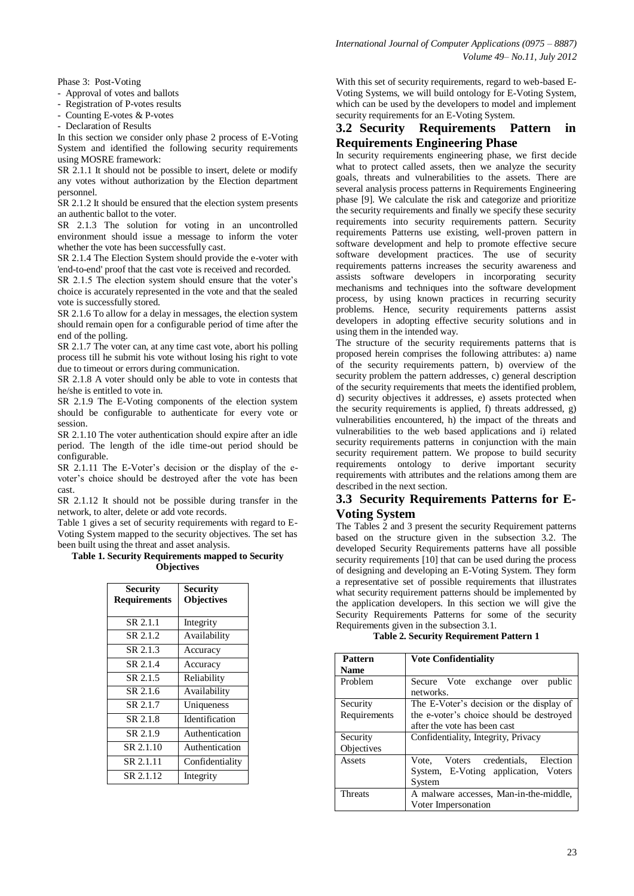Phase 3: Post-Voting

- Approval of votes and ballots
- Registration of P-votes results
- Counting E-votes & P-votes
- Declaration of Results

In this section we consider only phase 2 process of E-Voting System and identified the following security requirements using MOSRE framework:

SR 2.1.1 It should not be possible to insert, delete or modify any votes without authorization by the Election department personnel.

SR 2.1.2 It should be ensured that the election system presents an authentic ballot to the voter.

SR 2.1.3 The solution for voting in an uncontrolled environment should issue a message to inform the voter whether the vote has been successfully cast.

SR 2.1.4 The Election System should provide the e-voter with 'end-to-end' proof that the cast vote is received and recorded.

SR 2.1.5 The election system should ensure that the voter's choice is accurately represented in the vote and that the sealed vote is successfully stored.

SR 2.1.6 To allow for a delay in messages, the election system should remain open for a configurable period of time after the end of the polling.

SR 2.1.7 The voter can, at any time cast vote, abort his polling process till he submit his vote without losing his right to vote due to timeout or errors during communication.

SR 2.1.8 A voter should only be able to vote in contests that he/she is entitled to vote in.

SR 2.1.9 The E-Voting components of the election system should be configurable to authenticate for every vote or session.

SR 2.1.10 The voter authentication should expire after an idle period. The length of the idle time-out period should be configurable.

SR 2.1.11 The E-Voter's decision or the display of the e-voter's choice should be destroyed after the vote has been cast.

SR 2.1.12 It should not be possible during transfer in the network, to alter, delete or add vote records.

Table 1 gives a set of security requirements with regard to E-Voting System mapped to the security objectives. The set has been built using the threat and asset analysis.

**Table 1. Security Requirements mapped to Security Objectives**

| Security Requirements | Security Objectives |
|---|---|
| SR 2.1.1 | Integrity |
| SR 2.1.2 | Availability |
| SR 2.1.3 | Accuracy |
| SR 2.1.4 | Accuracy |
| SR 2.1.5 | Reliability |
| SR 2.1.6 | Availability |
| SR 2.1.7 | Uniqueness |
| SR 2.1.8 | Identification |
| SR 2.1.9 | Authentication |
| SR 2.1.10 | Authentication |
| SR 2.1.11 | Confidentiality |
| SR 2.1.12 | Integrity |

With this set of security requirements, regard to web-based E-Voting Systems, we will build ontology for E-Voting System, which can be used by the developers to model and implement security requirements for an E-Voting System.

## 3.2 Security Requirements Pattern in Requirements Engineering Phase

In security requirements engineering phase, we first decide what to protect called assets, then we analyze the security goals, threats and vulnerabilities to the assets. There are several analysis process patterns in Requirements Engineering phase [9]. We calculate the risk and categorize and prioritize the security requirements and finally we specify these security requirements into security requirements pattern. Security requirements Patterns use existing, well-proven pattern in software development and help to promote effective secure software development practices. The use of security requirements patterns increases the security awareness and assists software developers in incorporating security mechanisms and techniques into the software development process, by using known practices in recurring security problems. Hence, security requirements patterns assist developers in adopting effective security solutions and in using them in the intended way.

The structure of the security requirements patterns that is proposed herein comprises the following attributes: a) name of the security requirements pattern, b) overview of the security problem the pattern addresses, c) general description of the security requirements that meets the identified problem, d) security objectives it addresses, e) assets protected when the security requirements is applied, f) threats addressed, g) vulnerabilities encountered, h) the impact of the threats and vulnerabilities to the web based applications and i) related security requirements patterns in conjunction with the main security requirement pattern. We propose to build security requirements ontology to derive important security requirements with attributes and the relations among them are described in the next section.

## 3.3 Security Requirements Patterns for E-Voting System

The Tables 2 and 3 present the security Requirement patterns based on the structure given in the subsection 3.2. The developed Security Requirements patterns have all possible security requirements [10] that can be used during the process of designing and developing an E-Voting System. They form a representative set of possible requirements that illustrates what security requirement patterns should be implemented by the application developers. In this section we will give the Security Requirements Patterns for some of the security Requirements given in the subsection 3.1.

**Table 2. Security Requirement Pattern 1**

| Pattern Name | Vote Confidentiality |
|---|---|
| Problem | Secure Vote exchange over public networks. |
| Security Requirements | The E-Voter's decision or the display of the e-voter's choice should be destroyed after the vote has been cast |
| Security Objectives | Confidentiality, Integrity, Privacy |
| Assets | Vote, Voters credentials, Election System, E-Voting application, Voters System |
| Threats | A malware accesses, Man-in-the-middle, Voter Impersonation |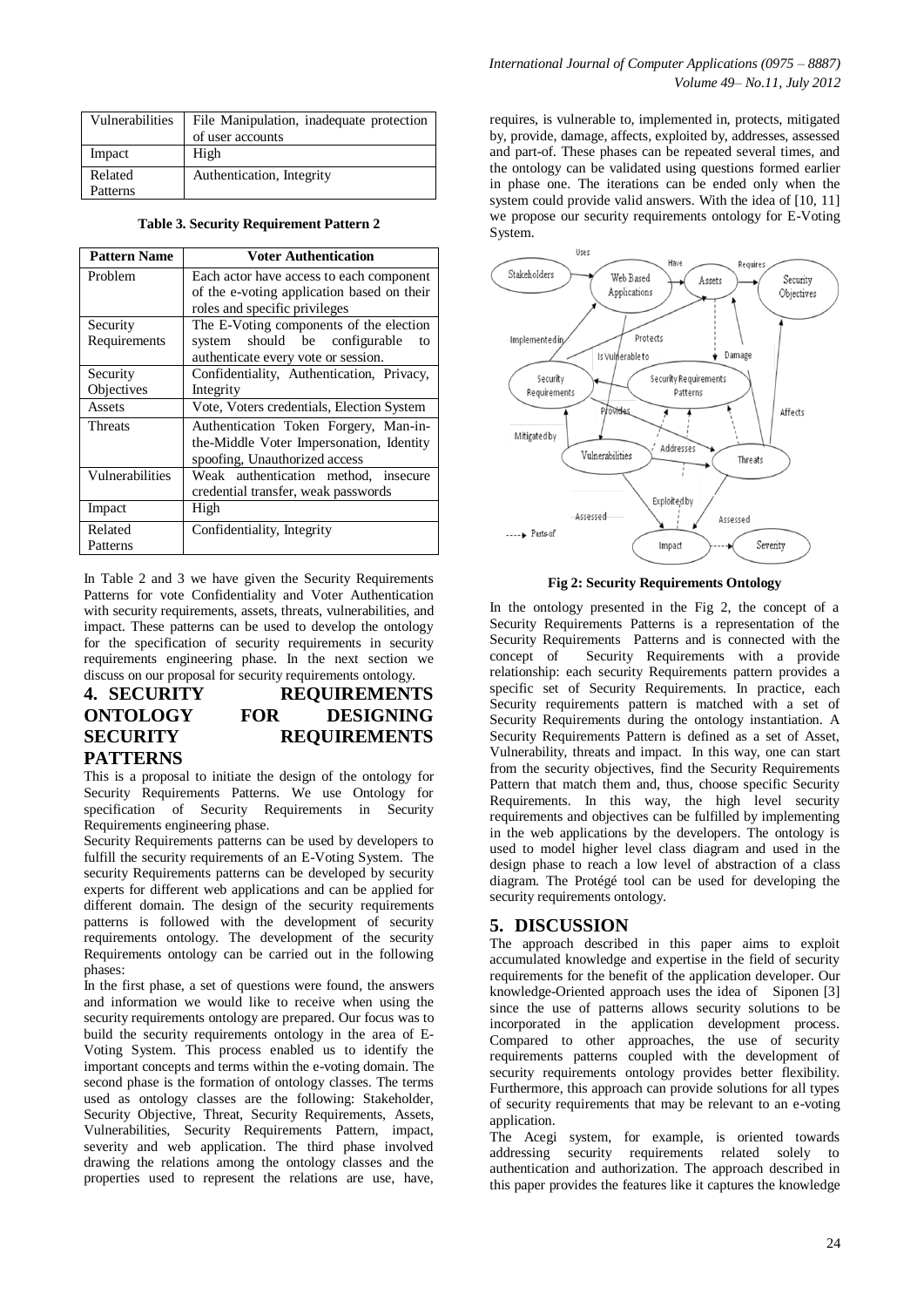| Vulnerabilities | File Manipulation, inadequate protection of user accounts |
|---|---|
| Impact | High |
| Related Patterns | Authentication, Integrity |

**Table 3. Security Requirement Pattern 2**

| Pattern Name | Voter Authentication |
|---|---|
| Problem | Each actor have access to each component of the e-voting application based on their roles and specific privileges |
| Security Requirements | The E-Voting components of the election system should be configurable to authenticate every vote or session. |
| Security Objectives | Confidentiality, Authentication, Privacy, Integrity |
| Assets | Vote, Voters credentials, Election System |
| Threats | Authentication Token Forgery, Man-in-the-Middle Voter Impersonation, Identity spoofing, Unauthorized access |
| Vulnerabilities | Weak authentication method, insecure credential transfer, weak passwords |
| Impact | High |
| Related Patterns | Confidentiality, Integrity |

In Table 2 and 3 we have given the Security Requirements Patterns for vote Confidentiality and Voter Authentication with security requirements, assets, threats, vulnerabilities, and impact. These patterns can be used to develop the ontology for the specification of security requirements in security requirements engineering phase. In the next section we discuss on our proposal for security requirements ontology.

## 4. SECURITY REQUIREMENTS ONTOLOGY FOR DESIGNING SECURITY REQUIREMENTS PATTERNS

This is a proposal to initiate the design of the ontology for Security Requirements Patterns. We use Ontology for specification of Security Requirements in Security Requirements engineering phase.

Security Requirements patterns can be used by developers to fulfill the security requirements of an E-Voting System. The security Requirements patterns can be developed by security experts for different web applications and can be applied for different domain. The design of the security requirements patterns is followed with the development of security requirements ontology. The development of the security Requirements ontology can be carried out in the following phases:

In the first phase, a set of questions were found, the answers and information we would like to receive when using the security requirements ontology are prepared. Our focus was to build the security requirements ontology in the area of E-Voting System. This process enabled us to identify the important concepts and terms within the e-voting domain. The second phase is the formation of ontology classes. The terms used as ontology classes are the following: Stakeholder, Security Objective, Threat, Security Requirements, Assets, Vulnerabilities, Security Requirements Pattern, impact, severity and web application. The third phase involved drawing the relations among the ontology classes and the properties used to represent the relations are use, have, requires, is vulnerable to, implemented in, protects, mitigated by, provide, damage, affects, exploited by, addresses, assessed and part-of. These phases can be repeated several times, and the ontology can be validated using questions formed earlier in phase one. The iterations can be ended only when the system could provide valid answers. With the idea of [10, 11] we propose our security requirements ontology for E-Voting System.

**Fig 2: Security Requirements Ontology**

In the ontology presented in the Fig 2, the concept of a Security Requirements Patterns is a representation of the Security Requirements Patterns and is connected with the concept of Security Requirements with a provide relationship: each security Requirements pattern provides a specific set of Security Requirements. In practice, each Security requirements pattern is matched with a set of Security Requirements during the ontology instantiation. A Security Requirements Pattern is defined as a set of Asset, Vulnerability, threats and impact. In this way, one can start from the security objectives, find the Security Requirements Pattern that match them and, thus, choose specific Security Requirements. In this way, the high level security requirements and objectives can be fulfilled by implementing in the web applications by the developers. The ontology is used to model higher level class diagram and used in the design phase to reach a low level of abstraction of a class diagram. The Protégé tool can be used for developing the security requirements ontology.

## 5. DISCUSSION

The approach described in this paper aims to exploit accumulated knowledge and expertise in the field of security requirements for the benefit of the application developer. Our knowledge-Oriented approach uses the idea of Siponen [3] since the use of patterns allows security solutions to be incorporated in the application development process. Compared to other approaches, the use of security requirements patterns coupled with the development of security requirements ontology provides better flexibility. Furthermore, this approach can provide solutions for all types of security requirements that may be relevant to an e-voting application.

The Acegi system, for example, is oriented towards addressing security requirements related solely to authentication and authorization. The approach described in this paper provides the features like it captures the knowledge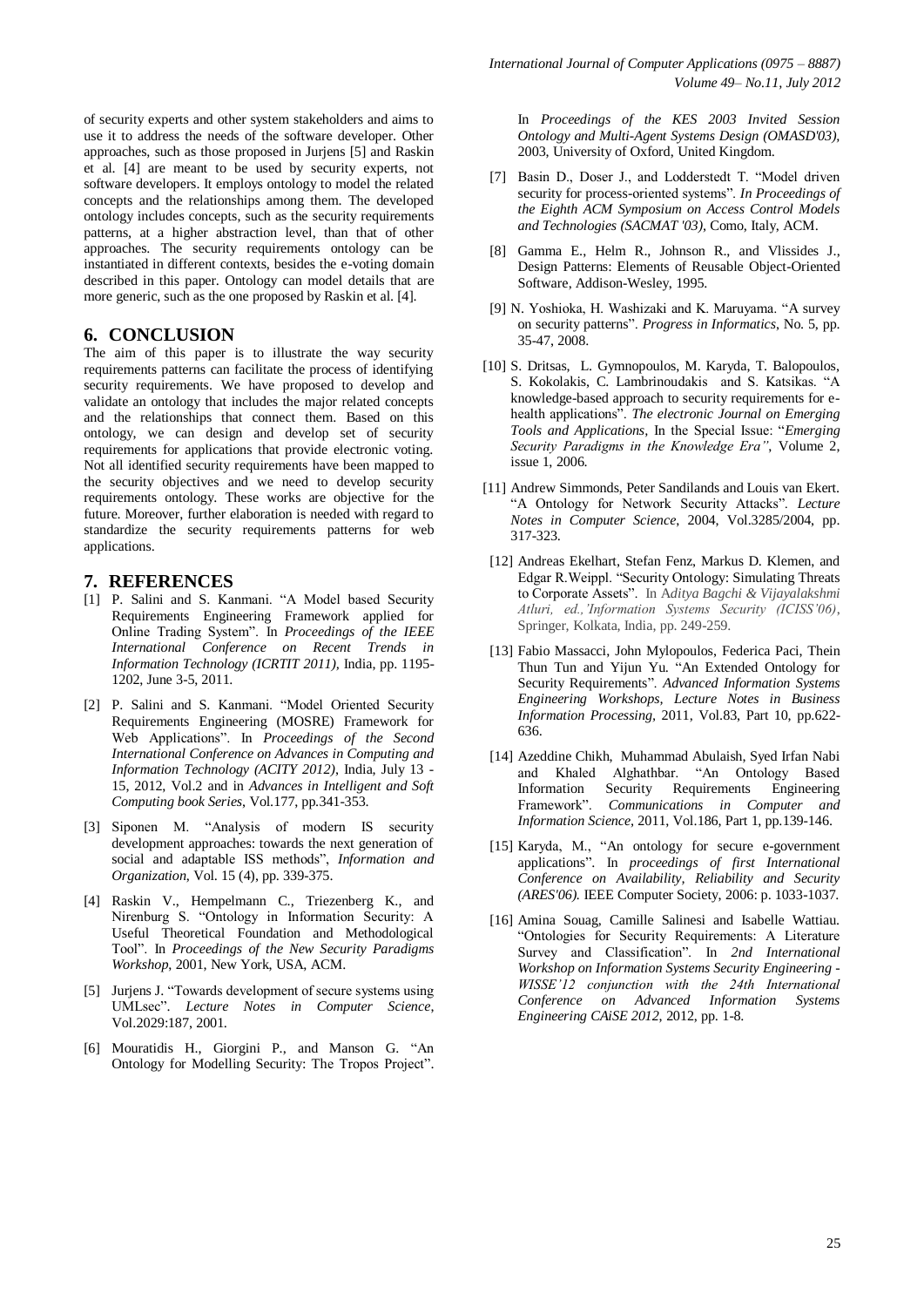of security experts and other system stakeholders and aims to use it to address the needs of the software developer. Other approaches, such as those proposed in Jurjens [5] and Raskin et al. [4] are meant to be used by security experts, not software developers. It employs ontology to model the related concepts and the relationships among them. The developed ontology includes concepts, such as the security requirements patterns, at a higher abstraction level, than that of other approaches. The security requirements ontology can be instantiated in different contexts, besides the e-voting domain described in this paper. Ontology can model details that are more generic, such as the one proposed by Raskin et al. [4].

## 6. CONCLUSION

The aim of this paper is to illustrate the way security requirements patterns can facilitate the process of identifying security requirements. We have proposed to develop and validate an ontology that includes the major related concepts and the relationships that connect them. Based on this ontology, we can design and develop set of security requirements for applications that provide electronic voting. Not all identified security requirements have been mapped to the security objectives and we need to develop security requirements ontology. These works are objective for the future. Moreover, further elaboration is needed with regard to standardize the security requirements patterns for web applications.

## 7. REFERENCES

[1] P. Salini and S. Kanmani. "A Model based Security Requirements Engineering Framework applied for Online Trading System". In *Proceedings of the IEEE International Conference on Recent Trends in Information Technology (ICRTIT 2011)*, India, pp. 1195-1202, June 3-5, 2011.

[2] P. Salini and S. Kanmani. "Model Oriented Security Requirements Engineering (MOSRE) Framework for Web Applications". In *Proceedings of the Second International Conference on Advances in Computing and Information Technology (ACITY 2012)*, India, July 13 - 15, 2012, Vol.2 and in *Advances in Intelligent and Soft Computing book Series*, Vol.177, pp.341-353.

[3] Siponen M. "Analysis of modern IS security development approaches: towards the next generation of social and adaptable ISS methods", *Information and Organization*, Vol. 15 (4), pp. 339-375.

[4] Raskin V., Hempelmann C., Triezenberg K., and Nirenburg S. "Ontology in Information Security: A Useful Theoretical Foundation and Methodological Tool". In *Proceedings of the New Security Paradigms Workshop*, 2001, New York, USA, ACM.

[5] Jurjens J. "Towards development of secure systems using UMLsec". *Lecture Notes in Computer Science*, Vol.2029:187, 2001.

[6] Mouratidis H., Giorgini P., and Manson G. "An Ontology for Modelling Security: The Tropos Project". In *Proceedings of the KES 2003 Invited Session Ontology and Multi-Agent Systems Design (OMASD'03)*, 2003, University of Oxford, United Kingdom.

[7] Basin D., Doser J., and Lodderstedt T. "Model driven security for process-oriented systems". *In Proceedings of the Eighth ACM Symposium on Access Control Models and Technologies (SACMAT '03)*, Como, Italy, ACM.

[8] Gamma E., Helm R., Johnson R., and Vlissides J., Design Patterns: Elements of Reusable Object-Oriented Software, Addison-Wesley, 1995.

[9] N. Yoshioka, H. Washizaki and K. Maruyama. "A survey on security patterns". *Progress in Informatics*, No. 5, pp. 35-47, 2008.

[10] S. Dritsas, L. Gymnopoulos, M. Karyda, T. Balopoulos, S. Kokolakis, C. Lambrinoudakis and S. Katsikas. "A knowledge-based approach to security requirements for e-health applications". *The electronic Journal on Emerging Tools and Applications*, In the Special Issue: "*Emerging Security Paradigms in the Knowledge Era"*, Volume 2, issue 1, 2006.

[11] Andrew Simmonds, Peter Sandilands and Louis van Ekert. "A Ontology for Network Security Attacks". *Lecture Notes in Computer Science*, 2004, Vol.3285/2004, pp. 317-323.

[12] Andreas Ekelhart, Stefan Fenz, Markus D. Klemen, and Edgar R.Weippl. "Security Ontology: Simulating Threats to Corporate Assets". In *Aditya Bagchi & Vijayalakshmi Atluri, ed.,'Information Systems Security (ICISS'06)*, Springer, Kolkata, India, pp. 249-259.

[13] Fabio Massacci, John Mylopoulos, Federica Paci, Thein Thun Tun and Yijun Yu. "An Extended Ontology for Security Requirements". *Advanced Information Systems Engineering Workshops, Lecture Notes in Business Information Processing*, 2011, Vol.83, Part 10, pp.622-636.

[14] Azeddine Chikh, Muhammad Abulaish, Syed Irfan Nabi and Khaled Alghathbar. "An Ontology Based Information Security Requirements Engineering Framework". *Communications in Computer and Information Science*, 2011, Vol.186, Part 1, pp.139-146.

[15] Karyda, M., "An ontology for secure e-government applications". In *proceedings of first International Conference on Availability, Reliability and Security (ARES'06).* IEEE Computer Society, 2006: p. 1033-1037.

[16] Amina Souag, Camille Salinesi and Isabelle Wattiau. "Ontologies for Security Requirements: A Literature Survey and Classification". In *2nd International Workshop on Information Systems Security Engineering - WISSE'12 conjunction with the 24th International Conference on Advanced Information Systems Engineering CAiSE 2012*, 2012, pp. 1-8.